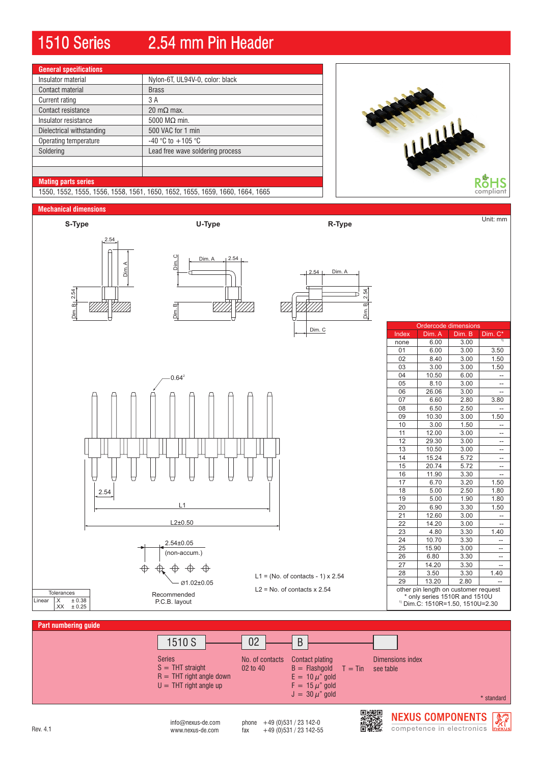# 1510 Series 2.54 mm Pin Header

## General specifications

| | |
|---|---|
| Insulator material | Nylon-6T, UL94V-0, color: black |
| Contact material | Brass |
| Current rating | 3 A |
| Contact resistance | 20 mΩ max. |
| Insulator resistance | 5000 MΩ min. |
| Dielectrical withstanding | 500 VAC for 1 min |
| Operating temperature | -40 °C to +105 °C |
| Soldering | Lead free wave soldering process |

## Mating parts series

1550, 1552, 1555, 1556, 1558, 1561, 1650, 1652, 1655, 1659, 1660, 1664, 1665

RoHS compliant

## Mechanical dimensions

Unit: mm

S-Type U-Type R-Type

2.54 Dim. A Dim. B Dim. C

0.64[2]

L1 = (No. of contacts - 1) x 2.54

L2 = No. of contacts x 2.54

L2±0.50

2.54±0.05 (non-accum.)

Ø1.02±0.05

Recommended P.C.B. layout

| Tolerances | |
|---|---|
| Linear .X | ± 0.38 |
| .XX | ± 0.25 |

| Ordercode dimensions | | | |
|---|---|---|---|
| Index | Dim. A | Dim. B | Dim. C* |
| none | 6.00 | 3.00 | [1] |
| 01 | 6.00 | 3.00 | 3.50 |
| 02 | 8.40 | 3.00 | 1.50 |
| 03 | 3.00 | 3.00 | 1.50 |
| 04 | 10.50 | 6.00 | -- |
| 05 | 8.10 | 3.00 | -- |
| 06 | 26.06 | 3.00 | -- |
| 07 | 6.60 | 2.80 | 3.80 |
| 08 | 6.50 | 2.50 | -- |
| 09 | 10.30 | 3.00 | 1.50 |
| 10 | 3.00 | 1.50 | -- |
| 11 | 12.00 | 3.00 | -- |
| 12 | 29.30 | 3.00 | -- |
| 13 | 10.50 | 3.00 | -- |
| 14 | 15.24 | 5.72 | -- |
| 15 | 20.74 | 5.72 | -- |
| 16 | 11.90 | 3.30 | -- |
| 17 | 6.70 | 3.20 | 1.50 |
| 18 | 5.00 | 2.50 | 1.80 |
| 19 | 5.00 | 1.90 | 1.80 |
| 20 | 6.90 | 3.30 | 1.50 |
| 21 | 12.60 | 3.00 | -- |
| 22 | 14.20 | 3.00 | -- |
| 23 | 4.80 | 3.30 | 1.40 |
| 24 | 10.70 | 3.30 | -- |
| 25 | 15.90 | 3.00 | -- |
| 26 | 6.80 | 3.30 | -- |
| 27 | 14.20 | 3.30 | -- |
| 28 | 3.50 | 3.30 | 1.40 |
| 29 | 13.20 | 2.80 | -- |

other pin length on customer request
\* only series 1510R and 1510U
[1] Dim.C: 1510R=1.50, 1510U=2.30

## Part numbering guide

1510 S — 02 — B — [ ]

**Series**
S = THT straight
R = THT right angle down
U = THT right angle up

**No. of contacts**
02 to 40

**Contact plating**
B = Flashgold
E = 10 µ" gold
F = 15 µ" gold
J = 30 µ" gold
T = Tin

**Dimensions index**
see table

\* standard

Rev. 4.1

info@nexus-de.com
www.nexus-de.com

phone +49 (0)531 / 23 142-0
fax +49 (0)531 / 23 142-55

NEXUS COMPONENTS
competence in electronics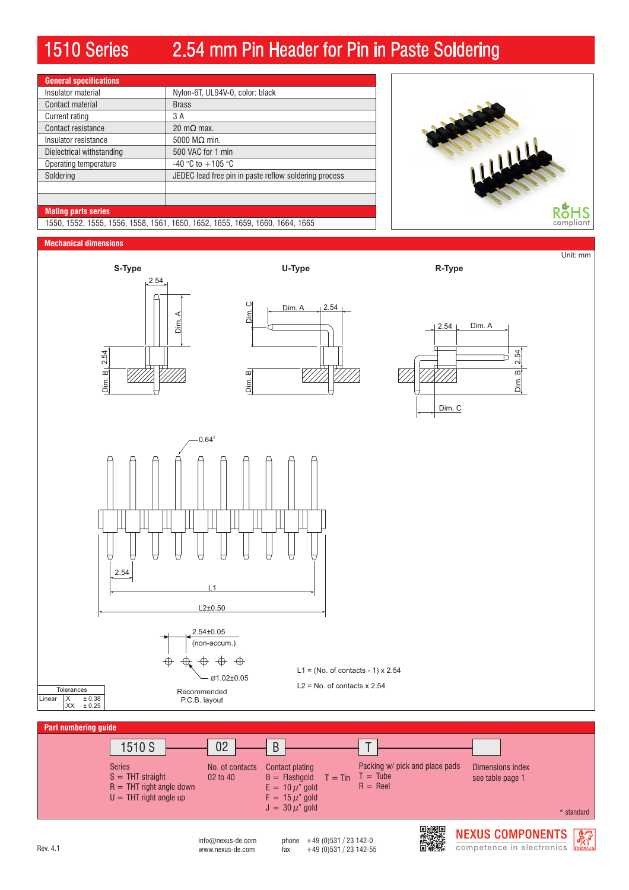# 1510 Series 2.54 mm Pin Header for Pin in Paste Soldering

## General specifications

| | |
|---|---|
| Insulator material | Nylon-6T, UL94V-0, color: black |
| Contact material | Brass |
| Current rating | 3 A |
| Contact resistance | 20 mΩ max. |
| Insulator resistance | 5000 MΩ min. |
| Dielectrical withstanding | 500 VAC for 1 min |
| Operating temperature | -40 °C to +105 °C |
| Soldering | JEDEC lead free pin in paste reflow soldering process |
| | |
| | |

## Mating parts series

1550, 1552, 1555, 1556, 1558, 1561, 1650, 1652, 1655, 1659, 1660, 1664, 1665

RoHS compliant

## Mechanical dimensions

Unit: mm

S-Type

2.54
Dim. A
2.54
Dim. B

U-Type

Dim. C
Dim. A
2.54
Dim. B

R-Type

2.54
Dim. A
2.54
Dim. B
Dim. C

0.64²

2.54

L1

L2±0.50

2.54±0.05
(non-accum.)

Ø1.02±0.05

Recommended
P.C.B. layout

L1 = (No. of contacts - 1) x 2.54

L2 = No. of contacts x 2.54

| Tolerances | | |
|---|---|---|
| Linear | .X | ± 0.38 |
| | .XX | ± 0.25 |

## Part numbering guide

| 1510 S | 02 | B | T | |
|---|---|---|---|---|
| Series<br>S = THT straight<br>R = THT right angle down<br>U = THT right angle up | No. of contacts<br>02 to 40 | Contact plating<br>B = Flashgold T = Tin<br>E = 10 µ" gold<br>F = 15 µ" gold<br>J = 30 µ" gold | Packing w/ pick and place pads<br>T = Tube<br>R = Reel | Dimensions index<br>see table page 1 |

\* standard

Rev. 4.1

info@nexus-de.com
www.nexus-de.com

phone +49 (0)531 / 23 142-0
fax +49 (0)531 / 23 142-55

NEXUS COMPONENTS
competence in electronics